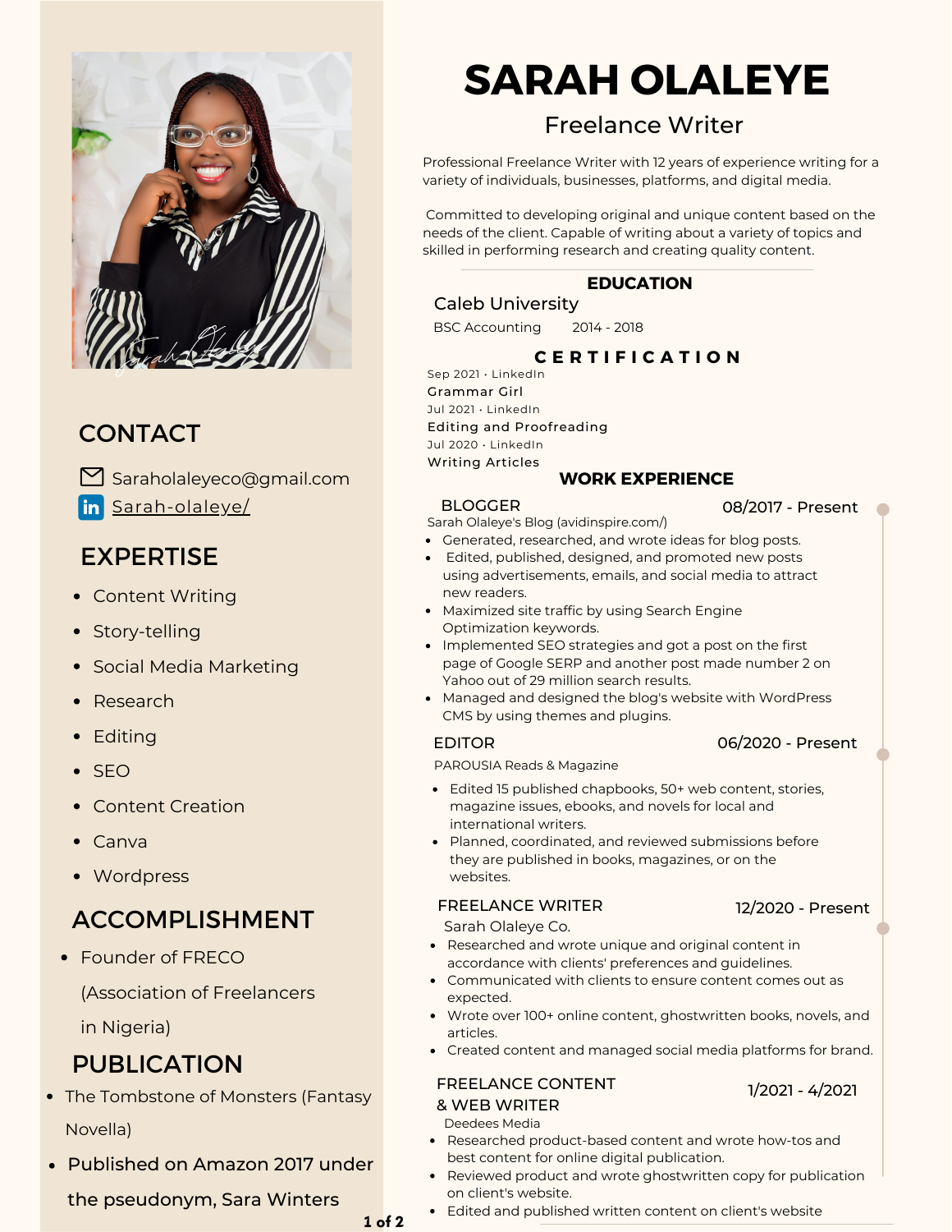# SARAH OLALEYE

## Freelance Writer

Professional Freelance Writer with 12 years of experience writing for a variety of individuals, businesses, platforms, and digital media.

Committed to developing original and unique content based on the needs of the client. Capable of writing about a variety of topics and skilled in performing research and creating quality content.

## CONTACT

- Saraholaleyeco@gmail.com
- Sarah-olaleye/

## EXPERTISE

- Content Writing
- Story-telling
- Social Media Marketing
- Research
- Editing
- SEO
- Content Creation
- Canva
- Wordpress

## ACCOMPLISHMENT

- Founder of FRECO (Association of Freelancers in Nigeria)

## PUBLICATION

- The Tombstone of Monsters (Fantasy Novella)
- Published on Amazon 2017 under the pseudonym, Sara Winters

## EDUCATION

**Caleb University**

BSC Accounting 2014 - 2018

## CERTIFICATION

Sep 2021 · LinkedIn
Grammar Girl

Jul 2021 · LinkedIn
Editing and Proofreading

Jul 2020 · LinkedIn
Writing Articles

## WORK EXPERIENCE

### BLOGGER — 08/2017 - Present

Sarah Olaleye's Blog (avidinspire.com/)

- Generated, researched, and wrote ideas for blog posts.
- Edited, published, designed, and promoted new posts using advertisements, emails, and social media to attract new readers.
- Maximized site traffic by using Search Engine Optimization keywords.
- Implemented SEO strategies and got a post on the first page of Google SERP and another post made number 2 on Yahoo out of 29 million search results.
- Managed and designed the blog's website with WordPress CMS by using themes and plugins.

### EDITOR — 06/2020 - Present

PAROUSIA Reads & Magazine

- Edited 15 published chapbooks, 50+ web content, stories, magazine issues, ebooks, and novels for local and international writers.
- Planned, coordinated, and reviewed submissions before they are published in books, magazines, or on the websites.

### FREELANCE WRITER — 12/2020 - Present

Sarah Olaleye Co.

- Researched and wrote unique and original content in accordance with clients' preferences and guidelines.
- Communicated with clients to ensure content comes out as expected.
- Wrote over 100+ online content, ghostwritten books, novels, and articles.
- Created content and managed social media platforms for brand.

### FREELANCE CONTENT & WEB WRITER — 1/2021 - 4/2021

Deedees Media

- Researched product-based content and wrote how-tos and best content for online digital publication.
- Reviewed product and wrote ghostwritten copy for publication on client's website.
- Edited and published written content on client's website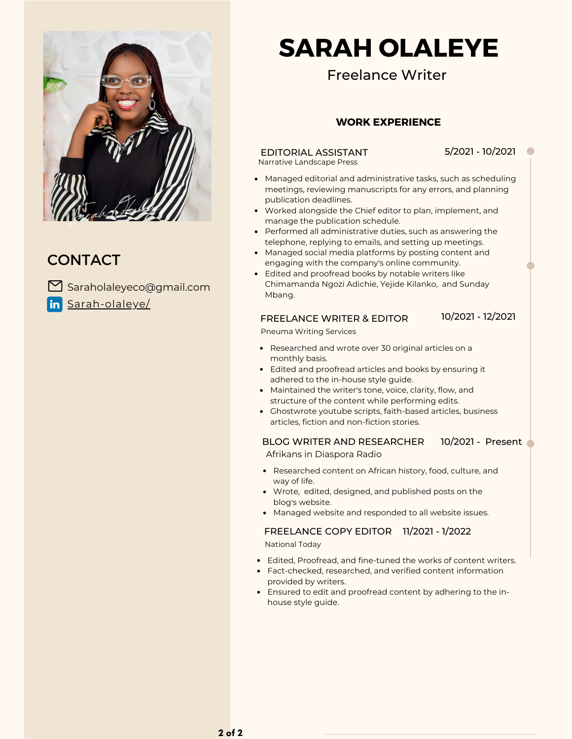# SARAH OLALEYE

Freelance Writer

## CONTACT

Saraholaleyeco@gmail.com

Sarah-olaleye/

## WORK EXPERIENCE

### EDITORIAL ASSISTANT — 5/2021 - 10/2021

Narrative Landscape Press

- Managed editorial and administrative tasks, such as scheduling meetings, reviewing manuscripts for any errors, and planning publication deadlines.
- Worked alongside the Chief editor to plan, implement, and manage the publication schedule.
- Performed all administrative duties, such as answering the telephone, replying to emails, and setting up meetings.
- Managed social media platforms by posting content and engaging with the company's online community.
- Edited and proofread books by notable writers like Chimamanda Ngozi Adichie, Yejide Kilanko, and Sunday Mbang.

### FREELANCE WRITER & EDITOR — 10/2021 - 12/2021

Pneuma Writing Services

- Researched and wrote over 30 original articles on a monthly basis.
- Edited and proofread articles and books by ensuring it adhered to the in-house style guide.
- Maintained the writer's tone, voice, clarity, flow, and structure of the content while performing edits.
- Ghostwrote youtube scripts, faith-based articles, business articles, fiction and non-fiction stories.

### BLOG WRITER AND RESEARCHER — 10/2021 - Present

Afrikans in Diaspora Radio

- Researched content on African history, food, culture, and way of life.
- Wrote, edited, designed, and published posts on the blog's website.
- Managed website and responded to all website issues.

### FREELANCE COPY EDITOR — 11/2021 - 1/2022

National Today

- Edited, Proofread, and fine-tuned the works of content writers.
- Fact-checked, researched, and verified content information provided by writers.
- Ensured to edit and proofread content by adhering to the in-house style guide.